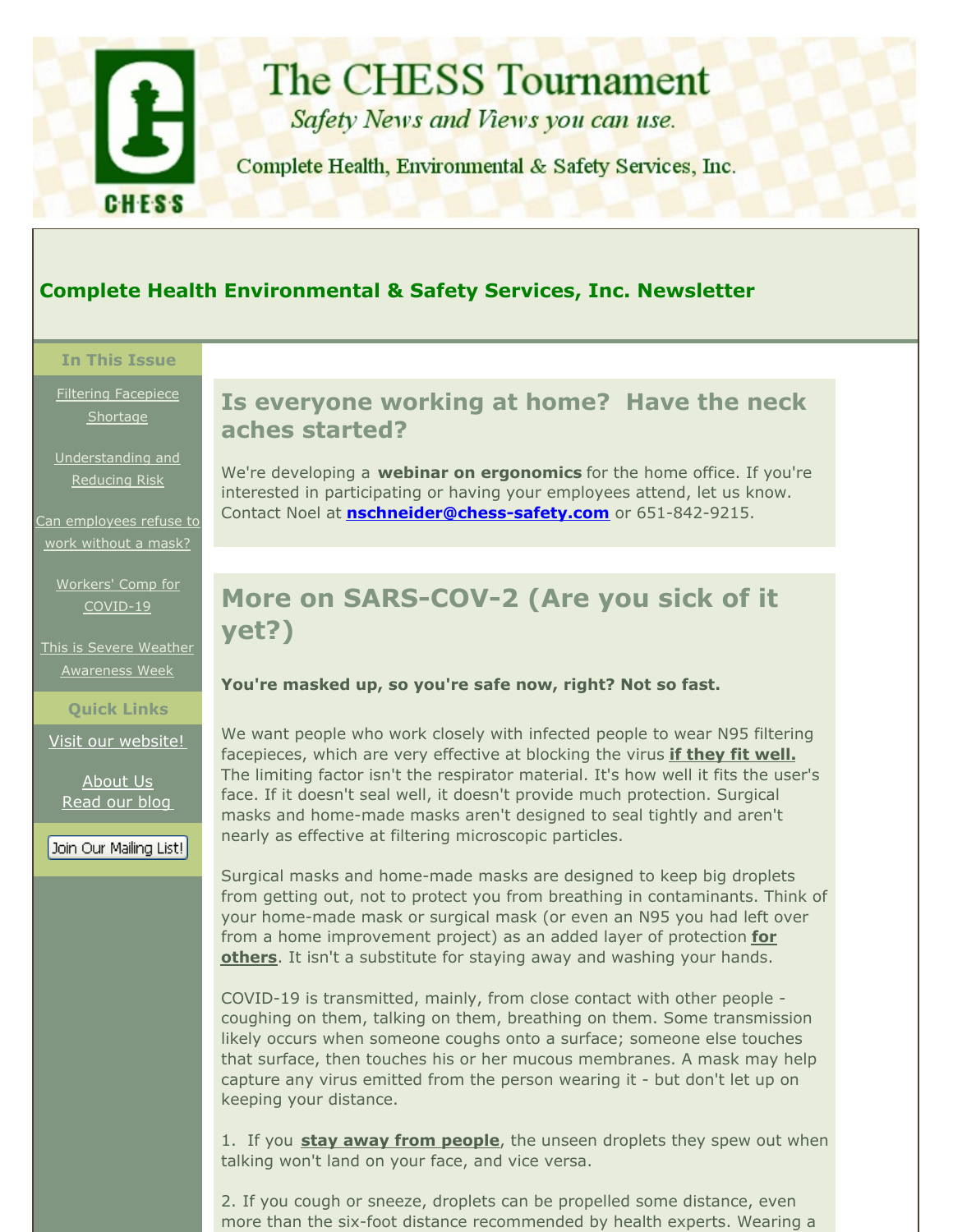# The CHESS Tournament

*Safety News and Views you can use.*

Complete Health, Environmental & Safety Services, Inc.

## Complete Health Environmental & Safety Services, Inc. Newsletter

**In This Issue**

Filtering Facepiece Shortage

Understanding and Reducing Risk

Can employees refuse to work without a mask?

Workers' Comp for COVID-19

This is Severe Weather Awareness Week

**Quick Links**

Visit our website!

About Us

Read our blog

Join Our Mailing List!

## Is everyone working at home? Have the neck aches started?

We're developing a **webinar on ergonomics** for the home office. If you're interested in participating or having your employees attend, let us know. Contact Noel at **nschneider@chess-safety.com** or 651-842-9215.

## More on SARS-COV-2 (Are you sick of it yet?)

**You're masked up, so you're safe now, right? Not so fast.**

We want people who work closely with infected people to wear N95 filtering facepieces, which are very effective at blocking the virus **if they fit well.** The limiting factor isn't the respirator material. It's how well it fits the user's face. If it doesn't seal well, it doesn't provide much protection. Surgical masks and home-made masks aren't designed to seal tightly and aren't nearly as effective at filtering microscopic particles.

Surgical masks and home-made masks are designed to keep big droplets from getting out, not to protect you from breathing in contaminants. Think of your home-made mask or surgical mask (or even an N95 you had left over from a home improvement project) as an added layer of protection **for others**. It isn't a substitute for staying away and washing your hands.

COVID-19 is transmitted, mainly, from close contact with other people - coughing on them, talking on them, breathing on them. Some transmission likely occurs when someone coughs onto a surface; someone else touches that surface, then touches his or her mucous membranes. A mask may help capture any virus emitted from the person wearing it - but don't let up on keeping your distance.

1. If you **stay away from people**, the unseen droplets they spew out when talking won't land on your face, and vice versa.

2. If you cough or sneeze, droplets can be propelled some distance, even more than the six-foot distance recommended by health experts. Wearing a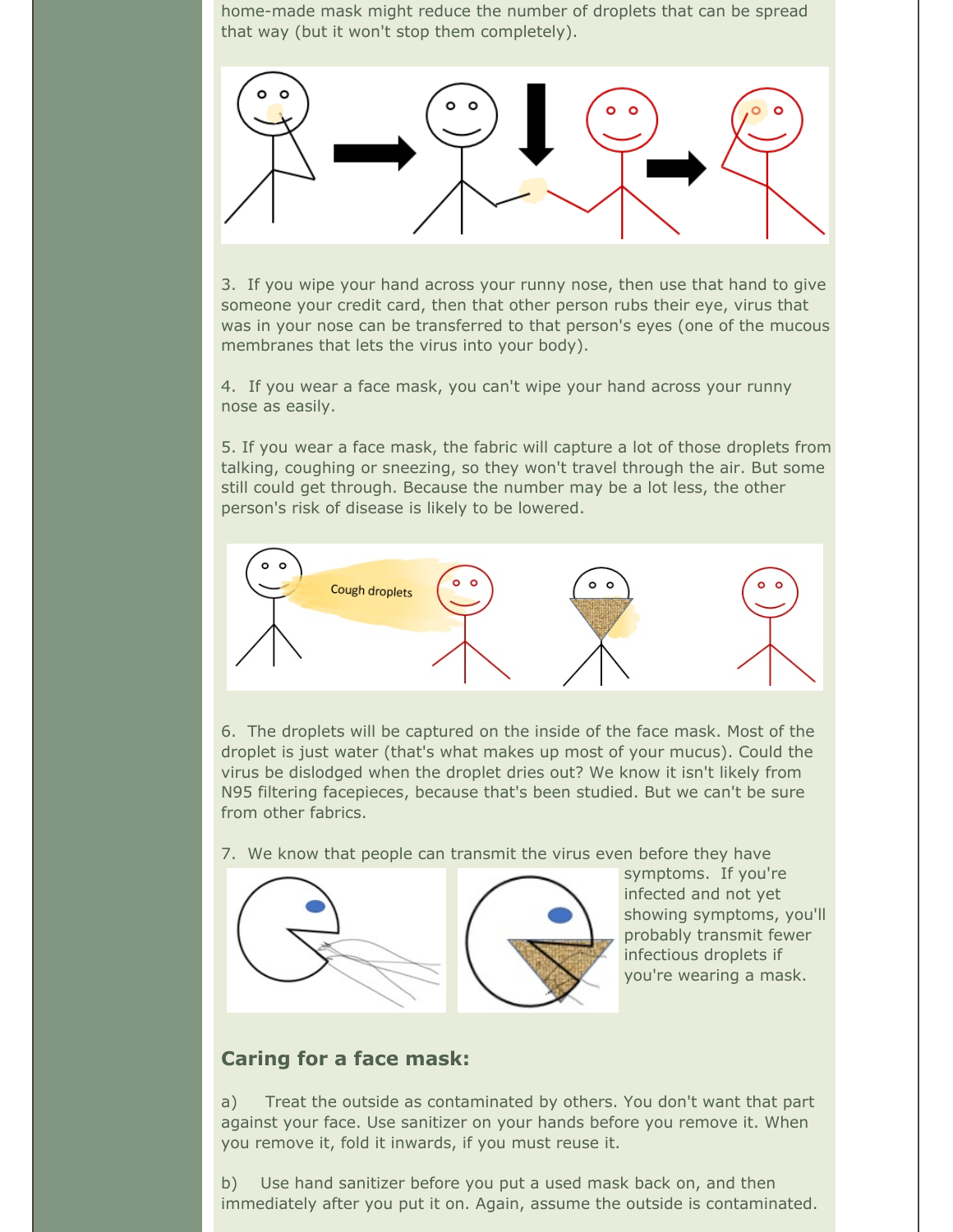home-made mask might reduce the number of droplets that can be spread that way (but it won't stop them completely).

3. If you wipe your hand across your runny nose, then use that hand to give someone your credit card, then that other person rubs their eye, virus that was in your nose can be transferred to that person's eyes (one of the mucous membranes that lets the virus into your body).

4. If you wear a face mask, you can't wipe your hand across your runny nose as easily.

5. If you wear a face mask, the fabric will capture a lot of those droplets from talking, coughing or sneezing, so they won't travel through the air. But some still could get through. Because the number may be a lot less, the other person's risk of disease is likely to be lowered.

6. The droplets will be captured on the inside of the face mask. Most of the droplet is just water (that's what makes up most of your mucus). Could the virus be dislodged when the droplet dries out? We know it isn't likely from N95 filtering facepieces, because that's been studied. But we can't be sure from other fabrics.

7. We know that people can transmit the virus even before they have symptoms. If you're infected and not yet showing symptoms, you'll probably transmit fewer infectious droplets if you're wearing a mask.

## Caring for a face mask:

a) Treat the outside as contaminated by others. You don't want that part against your face. Use sanitizer on your hands before you remove it. When you remove it, fold it inwards, if you must reuse it.

b) Use hand sanitizer before you put a used mask back on, and then immediately after you put it on. Again, assume the outside is contaminated.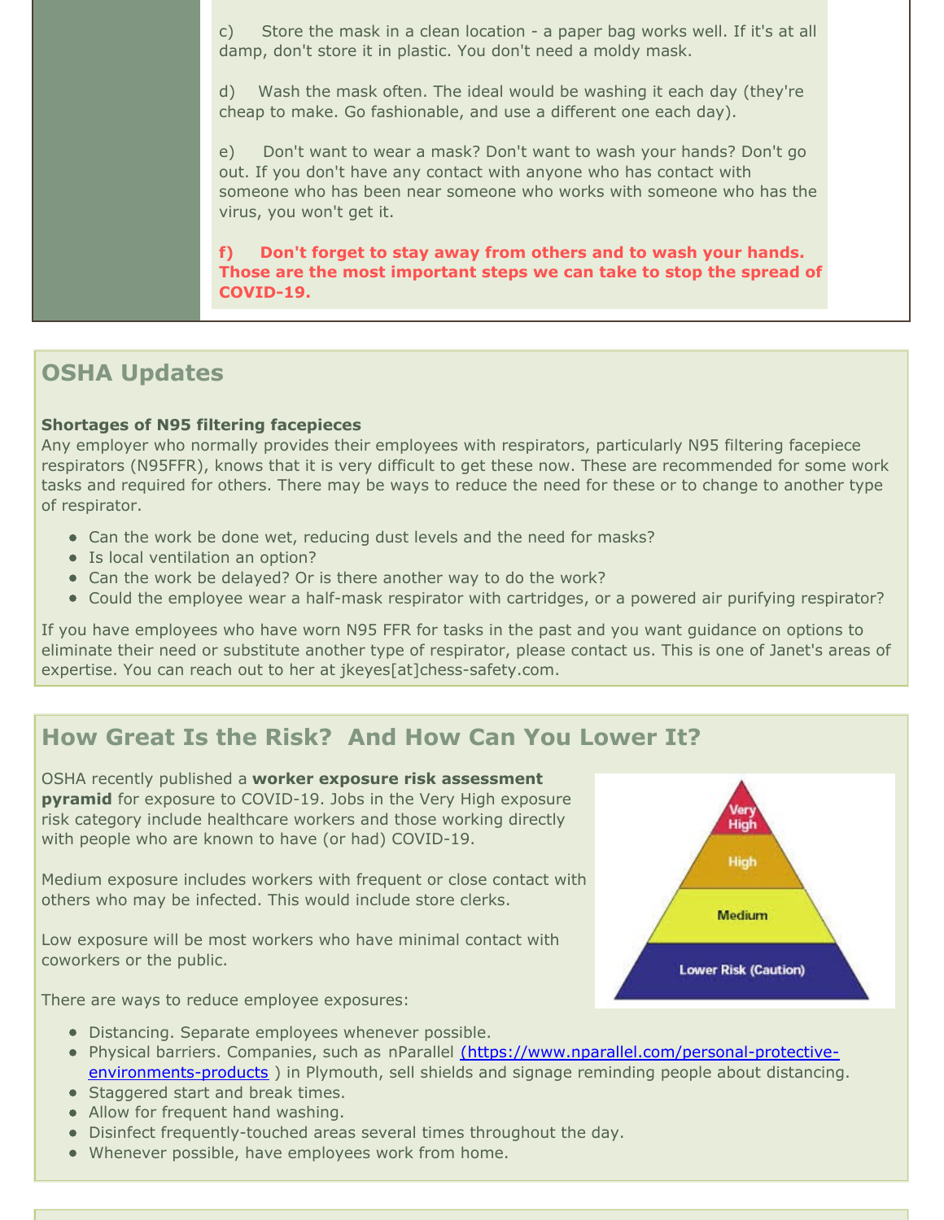c) Store the mask in a clean location - a paper bag works well. If it's at all damp, don't store it in plastic. You don't need a moldy mask.

d) Wash the mask often. The ideal would be washing it each day (they're cheap to make. Go fashionable, and use a different one each day).

e) Don't want to wear a mask? Don't want to wash your hands? Don't go out. If you don't have any contact with anyone who has contact with someone who has been near someone who works with someone who has the virus, you won't get it.

**f) Don't forget to stay away from others and to wash your hands. Those are the most important steps we can take to stop the spread of COVID-19.**

## OSHA Updates

**Shortages of N95 filtering facepieces**

Any employer who normally provides their employees with respirators, particularly N95 filtering facepiece respirators (N95FFR), knows that it is very difficult to get these now. These are recommended for some work tasks and required for others. There may be ways to reduce the need for these or to change to another type of respirator.

- Can the work be done wet, reducing dust levels and the need for masks?
- Is local ventilation an option?
- Can the work be delayed? Or is there another way to do the work?
- Could the employee wear a half-mask respirator with cartridges, or a powered air purifying respirator?

If you have employees who have worn N95 FFR for tasks in the past and you want guidance on options to eliminate their need or substitute another type of respirator, please contact us. This is one of Janet's areas of expertise. You can reach out to her at jkeyes[at]chess-safety.com.

## How Great Is the Risk? And How Can You Lower It?

OSHA recently published a **worker exposure risk assessment pyramid** for exposure to COVID-19. Jobs in the Very High exposure risk category include healthcare workers and those working directly with people who are known to have (or had) COVID-19.

Very High
High
Medium
Lower Risk (Caution)

Medium exposure includes workers with frequent or close contact with others who may be infected. This would include store clerks.

Low exposure will be most workers who have minimal contact with coworkers or the public.

There are ways to reduce employee exposures:

- Distancing. Separate employees whenever possible.
- Physical barriers. Companies, such as nParallel (https://www.nparallel.com/personal-protective-environments-products ) in Plymouth, sell shields and signage reminding people about distancing.
- Staggered start and break times.
- Allow for frequent hand washing.
- Disinfect frequently-touched areas several times throughout the day.
- Whenever possible, have employees work from home.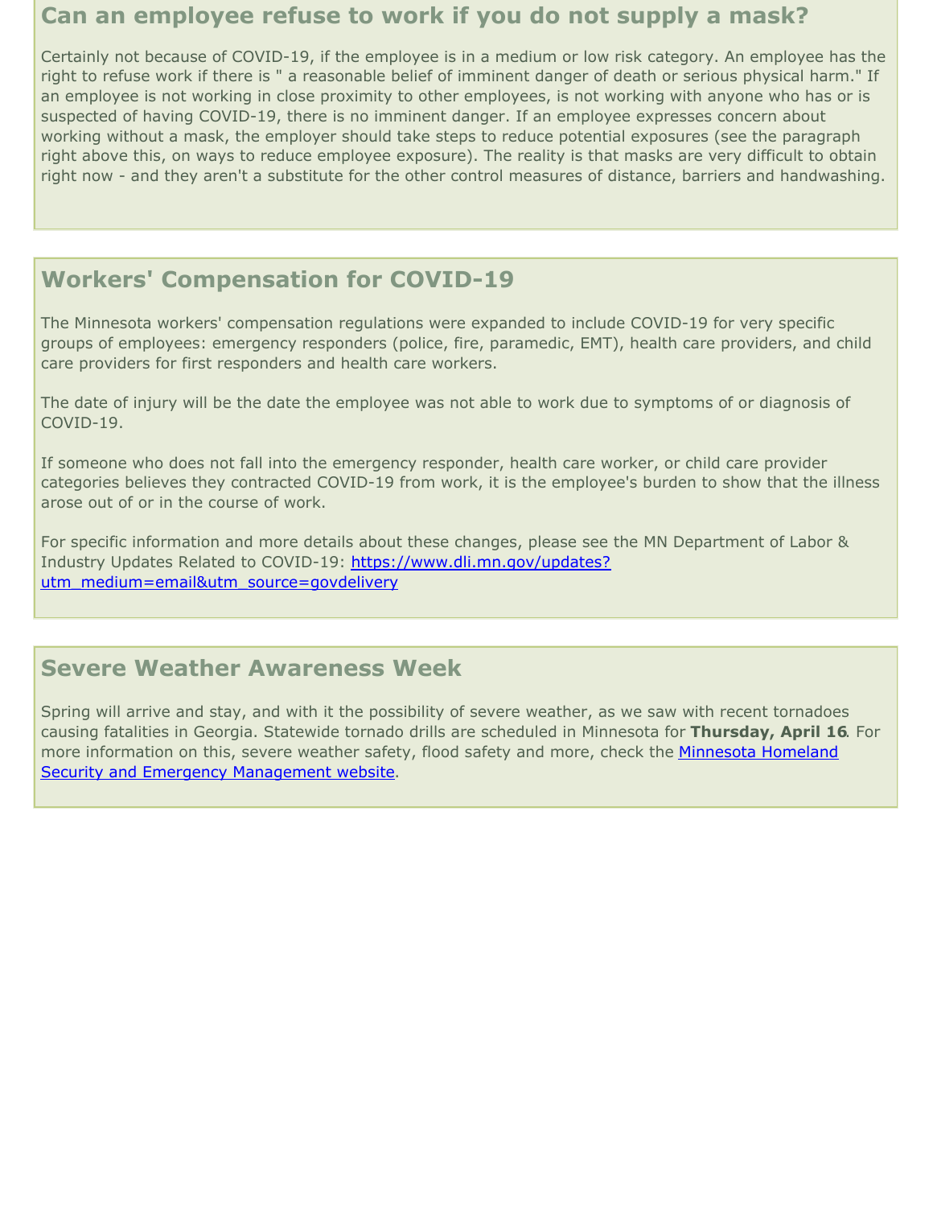## Can an employee refuse to work if you do not supply a mask?

Certainly not because of COVID-19, if the employee is in a medium or low risk category. An employee has the right to refuse work if there is " a reasonable belief of imminent danger of death or serious physical harm." If an employee is not working in close proximity to other employees, is not working with anyone who has or is suspected of having COVID-19, there is no imminent danger. If an employee expresses concern about working without a mask, the employer should take steps to reduce potential exposures (see the paragraph right above this, on ways to reduce employee exposure). The reality is that masks are very difficult to obtain right now - and they aren't a substitute for the other control measures of distance, barriers and handwashing.

## Workers' Compensation for COVID-19

The Minnesota workers' compensation regulations were expanded to include COVID-19 for very specific groups of employees: emergency responders (police, fire, paramedic, EMT), health care providers, and child care providers for first responders and health care workers.

The date of injury will be the date the employee was not able to work due to symptoms of or diagnosis of COVID-19.

If someone who does not fall into the emergency responder, health care worker, or child care provider categories believes they contracted COVID-19 from work, it is the employee's burden to show that the illness arose out of or in the course of work.

For specific information and more details about these changes, please see the MN Department of Labor & Industry Updates Related to COVID-19: https://www.dli.mn.gov/updates?utm_medium=email&utm_source=govdelivery

## Severe Weather Awareness Week

Spring will arrive and stay, and with it the possibility of severe weather, as we saw with recent tornadoes causing fatalities in Georgia. Statewide tornado drills are scheduled in Minnesota for **Thursday, April 16**. For more information on this, severe weather safety, flood safety and more, check the Minnesota Homeland Security and Emergency Management website.